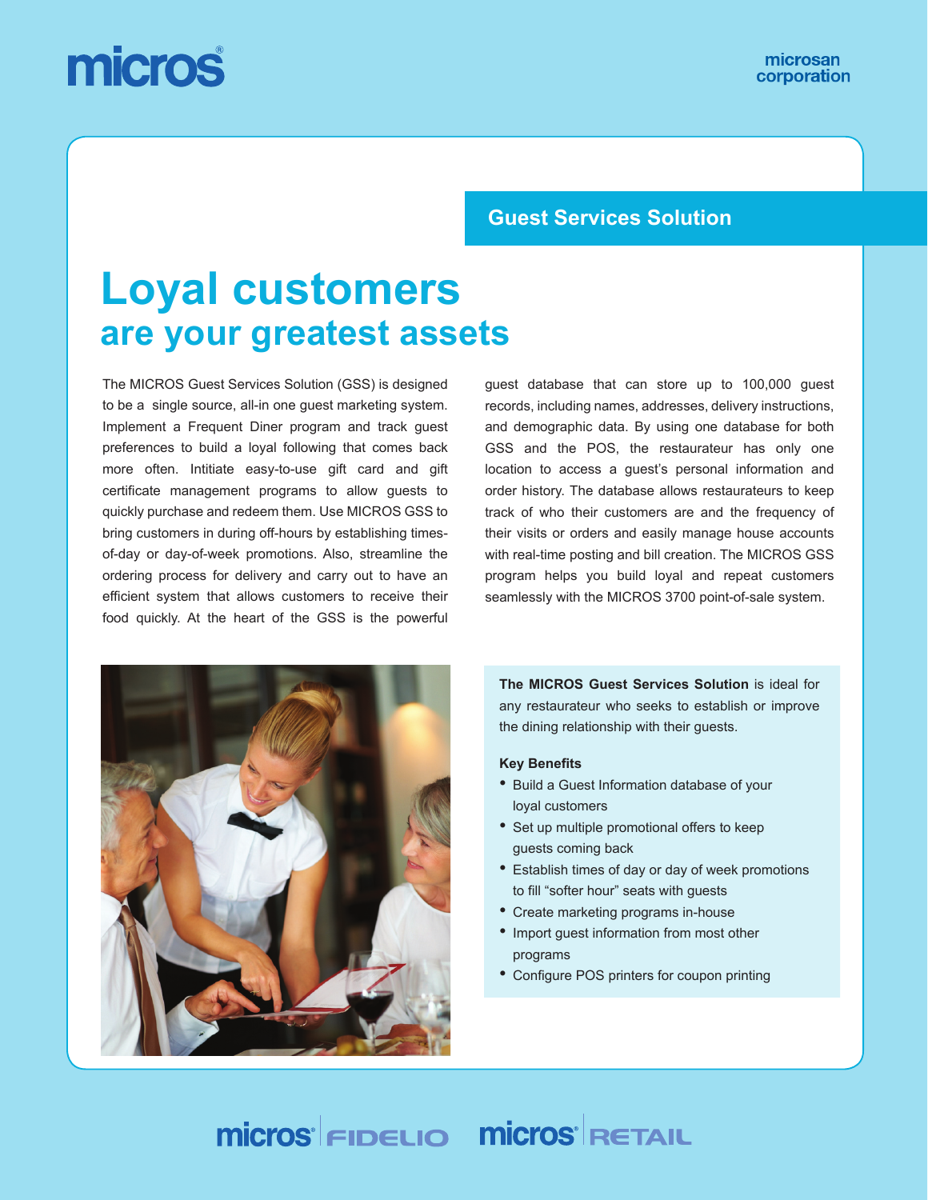micros

microsan corporation

## Guest Services Solution

# Loyal customers
## are your greatest assets

The MICROS Guest Services Solution (GSS) is designed to be a single source, all-in one guest marketing system. Implement a Frequent Diner program and track guest preferences to build a loyal following that comes back more often. Intitiate easy-to-use gift card and gift certificate management programs to allow guests to quickly purchase and redeem them. Use MICROS GSS to bring customers in during off-hours by establishing times-of-day or day-of-week promotions. Also, streamline the ordering process for delivery and carry out to have an efficient system that allows customers to receive their food quickly. At the heart of the GSS is the powerful guest database that can store up to 100,000 guest records, including names, addresses, delivery instructions, and demographic data. By using one database for both GSS and the POS, the restaurateur has only one location to access a guest's personal information and order history. The database allows restaurateurs to keep track of who their customers are and the frequency of their visits or orders and easily manage house accounts with real-time posting and bill creation. The MICROS GSS program helps you build loyal and repeat customers seamlessly with the MICROS 3700 point-of-sale system.

**The MICROS Guest Services Solution** is ideal for any restaurateur who seeks to establish or improve the dining relationship with their guests.

**Key Benefits**

- Build a Guest Information database of your loyal customers
- Set up multiple promotional offers to keep guests coming back
- Establish times of day or day of week promotions to fill "softer hour" seats with guests
- Create marketing programs in-house
- Import guest information from most other programs
- Configure POS printers for coupon printing

micros FIDELIO micros RETAIL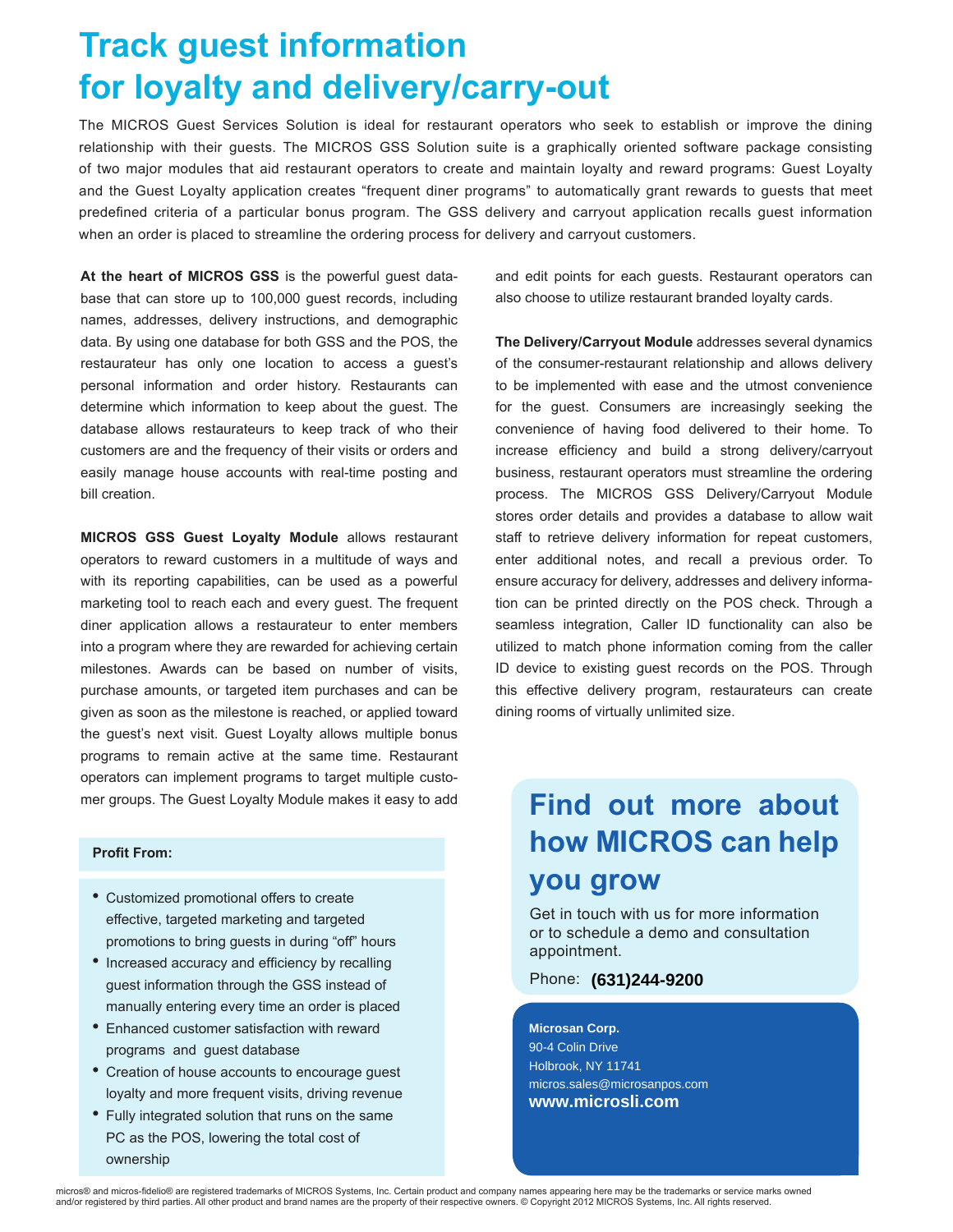# Track guest information for loyalty and delivery/carry-out

The MICROS Guest Services Solution is ideal for restaurant operators who seek to establish or improve the dining relationship with their guests. The MICROS GSS Solution suite is a graphically oriented software package consisting of two major modules that aid restaurant operators to create and maintain loyalty and reward programs: Guest Loyalty and the Guest Loyalty application creates "frequent diner programs" to automatically grant rewards to guests that meet predefined criteria of a particular bonus program. The GSS delivery and carryout application recalls guest information when an order is placed to streamline the ordering process for delivery and carryout customers.

**At the heart of MICROS GSS** is the powerful guest database that can store up to 100,000 guest records, including names, addresses, delivery instructions, and demographic data. By using one database for both GSS and the POS, the restaurateur has only one location to access a guest's personal information and order history. Restaurants can determine which information to keep about the guest. The database allows restaurateurs to keep track of who their customers are and the frequency of their visits or orders and easily manage house accounts with real-time posting and bill creation.

**MICROS GSS Guest Loyalty Module** allows restaurant operators to reward customers in a multitude of ways and with its reporting capabilities, can be used as a powerful marketing tool to reach each and every guest. The frequent diner application allows a restaurateur to enter members into a program where they are rewarded for achieving certain milestones. Awards can be based on number of visits, purchase amounts, or targeted item purchases and can be given as soon as the milestone is reached, or applied toward the guest's next visit. Guest Loyalty allows multiple bonus programs to remain active at the same time. Restaurant operators can implement programs to target multiple customer groups. The Guest Loyalty Module makes it easy to add and edit points for each guests. Restaurant operators can also choose to utilize restaurant branded loyalty cards.

**The Delivery/Carryout Module** addresses several dynamics of the consumer-restaurant relationship and allows delivery to be implemented with ease and the utmost convenience for the guest. Consumers are increasingly seeking the convenience of having food delivered to their home. To increase efficiency and build a strong delivery/carryout business, restaurant operators must streamline the ordering process. The MICROS GSS Delivery/Carryout Module stores order details and provides a database to allow wait staff to retrieve delivery information for repeat customers, enter additional notes, and recall a previous order. To ensure accuracy for delivery, addresses and delivery information can be printed directly on the POS check. Through a seamless integration, Caller ID functionality can also be utilized to match phone information coming from the caller ID device to existing guest records on the POS. Through this effective delivery program, restaurateurs can create dining rooms of virtually unlimited size.

**Profit From:**

- Customized promotional offers to create effective, targeted marketing and targeted promotions to bring guests in during "off" hours
- Increased accuracy and efficiency by recalling guest information through the GSS instead of manually entering every time an order is placed
- Enhanced customer satisfaction with reward programs and guest database
- Creation of house accounts to encourage guest loyalty and more frequent visits, driving revenue
- Fully integrated solution that runs on the same PC as the POS, lowering the total cost of ownership

## Find out more about how MICROS can help you grow

Get in touch with us for more information or to schedule a demo and consultation appointment.

Phone: **(631)244-9200**

**Microsan Corp.**
90-4 Colin Drive
Holbrook, NY 11741
micros.sales@microsanpos.com
**www.microsli.com**

micros® and micros-fidelio® are registered trademarks of MICROS Systems, Inc. Certain product and company names appearing here may be the trademarks or service marks owned and/or registered by third parties. All other product and brand names are the property of their respective owners. © Copyright 2012 MICROS Systems, Inc. All rights reserved.